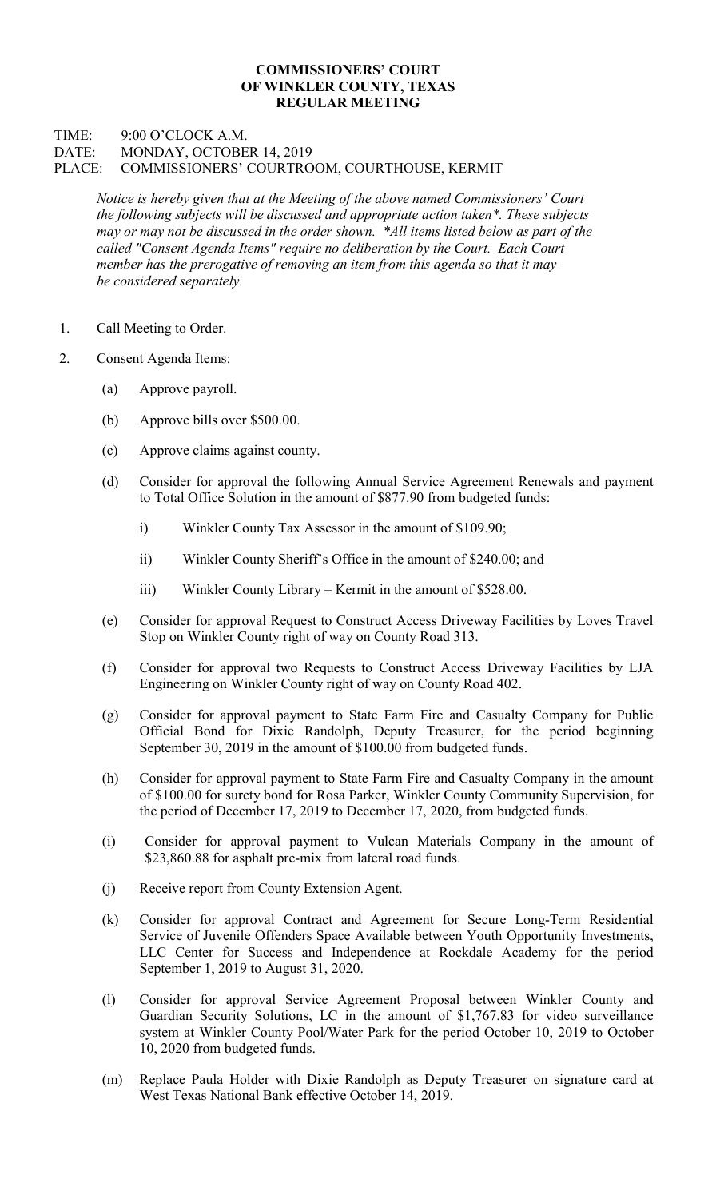**COMMISSIONERS' COURT**
**OF WINKLER COUNTY, TEXAS**
**REGULAR MEETING**

TIME: 9:00 O'CLOCK A.M.
DATE: MONDAY, OCTOBER 14, 2019
PLACE: COMMISSIONERS' COURTROOM, COURTHOUSE, KERMIT

*Notice is hereby given that at the Meeting of the above named Commissioners' Court the following subjects will be discussed and appropriate action taken*. These subjects may or may not be discussed in the order shown. *All items listed below as part of the called "Consent Agenda Items" require no deliberation by the Court. Each Court member has the prerogative of removing an item from this agenda so that it may be considered separately.*

1. Call Meeting to Order.

2. Consent Agenda Items:

   (a) Approve payroll.

   (b) Approve bills over $500.00.

   (c) Approve claims against county.

   (d) Consider for approval the following Annual Service Agreement Renewals and payment to Total Office Solution in the amount of $877.90 from budgeted funds:

      i) Winkler County Tax Assessor in the amount of $109.90;

      ii) Winkler County Sheriff's Office in the amount of $240.00; and

      iii) Winkler County Library – Kermit in the amount of $528.00.

   (e) Consider for approval Request to Construct Access Driveway Facilities by Loves Travel Stop on Winkler County right of way on County Road 313.

   (f) Consider for approval two Requests to Construct Access Driveway Facilities by LJA Engineering on Winkler County right of way on County Road 402.

   (g) Consider for approval payment to State Farm Fire and Casualty Company for Public Official Bond for Dixie Randolph, Deputy Treasurer, for the period beginning September 30, 2019 in the amount of $100.00 from budgeted funds.

   (h) Consider for approval payment to State Farm Fire and Casualty Company in the amount of $100.00 for surety bond for Rosa Parker, Winkler County Community Supervision, for the period of December 17, 2019 to December 17, 2020, from budgeted funds.

   (i) Consider for approval payment to Vulcan Materials Company in the amount of $23,860.88 for asphalt pre-mix from lateral road funds.

   (j) Receive report from County Extension Agent.

   (k) Consider for approval Contract and Agreement for Secure Long-Term Residential Service of Juvenile Offenders Space Available between Youth Opportunity Investments, LLC Center for Success and Independence at Rockdale Academy for the period September 1, 2019 to August 31, 2020.

   (l) Consider for approval Service Agreement Proposal between Winkler County and Guardian Security Solutions, LC in the amount of $1,767.83 for video surveillance system at Winkler County Pool/Water Park for the period October 10, 2019 to October 10, 2020 from budgeted funds.

   (m) Replace Paula Holder with Dixie Randolph as Deputy Treasurer on signature card at West Texas National Bank effective October 14, 2019.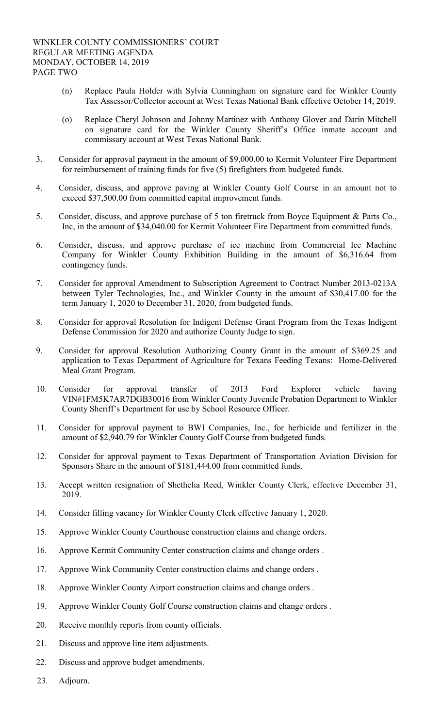WINKLER COUNTY COMMISSIONERS' COURT
REGULAR MEETING AGENDA
MONDAY, OCTOBER 14, 2019
PAGE TWO

(n) Replace Paula Holder with Sylvia Cunningham on signature card for Winkler County Tax Assessor/Collector account at West Texas National Bank effective October 14, 2019.

(o) Replace Cheryl Johnson and Johnny Martinez with Anthony Glover and Darin Mitchell on signature card for the Winkler County Sheriff's Office inmate account and commissary account at West Texas National Bank.

3. Consider for approval payment in the amount of $9,000.00 to Kermit Volunteer Fire Department for reimbursement of training funds for five (5) firefighters from budgeted funds.

4. Consider, discuss, and approve paving at Winkler County Golf Course in an amount not to exceed $37,500.00 from committed capital improvement funds.

5. Consider, discuss, and approve purchase of 5 ton firetruck from Boyce Equipment & Parts Co., Inc, in the amount of $34,040.00 for Kermit Volunteer Fire Department from committed funds.

6. Consider, discuss, and approve purchase of ice machine from Commercial Ice Machine Company for Winkler County Exhibition Building in the amount of $6,316.64 from contingency funds.

7. Consider for approval Amendment to Subscription Agreement to Contract Number 2013-0213A between Tyler Technologies, Inc., and Winkler County in the amount of $30,417.00 for the term January 1, 2020 to December 31, 2020, from budgeted funds.

8. Consider for approval Resolution for Indigent Defense Grant Program from the Texas Indigent Defense Commission for 2020 and authorize County Judge to sign.

9. Consider for approval Resolution Authorizing County Grant in the amount of $369.25 and application to Texas Department of Agriculture for Texans Feeding Texans: Home-Delivered Meal Grant Program.

10. Consider for approval transfer of 2013 Ford Explorer vehicle having VIN#1FM5K7AR7DGB30016 from Winkler County Juvenile Probation Department to Winkler County Sheriff's Department for use by School Resource Officer.

11. Consider for approval payment to BWI Companies, Inc., for herbicide and fertilizer in the amount of $2,940.79 for Winkler County Golf Course from budgeted funds.

12. Consider for approval payment to Texas Department of Transportation Aviation Division for Sponsors Share in the amount of $181,444.00 from committed funds.

13. Accept written resignation of Shethelia Reed, Winkler County Clerk, effective December 31, 2019.

14. Consider filling vacancy for Winkler County Clerk effective January 1, 2020.

15. Approve Winkler County Courthouse construction claims and change orders.

16. Approve Kermit Community Center construction claims and change orders .

17. Approve Wink Community Center construction claims and change orders .

18. Approve Winkler County Airport construction claims and change orders .

19. Approve Winkler County Golf Course construction claims and change orders .

20. Receive monthly reports from county officials.

21. Discuss and approve line item adjustments.

22. Discuss and approve budget amendments.

23. Adjourn.